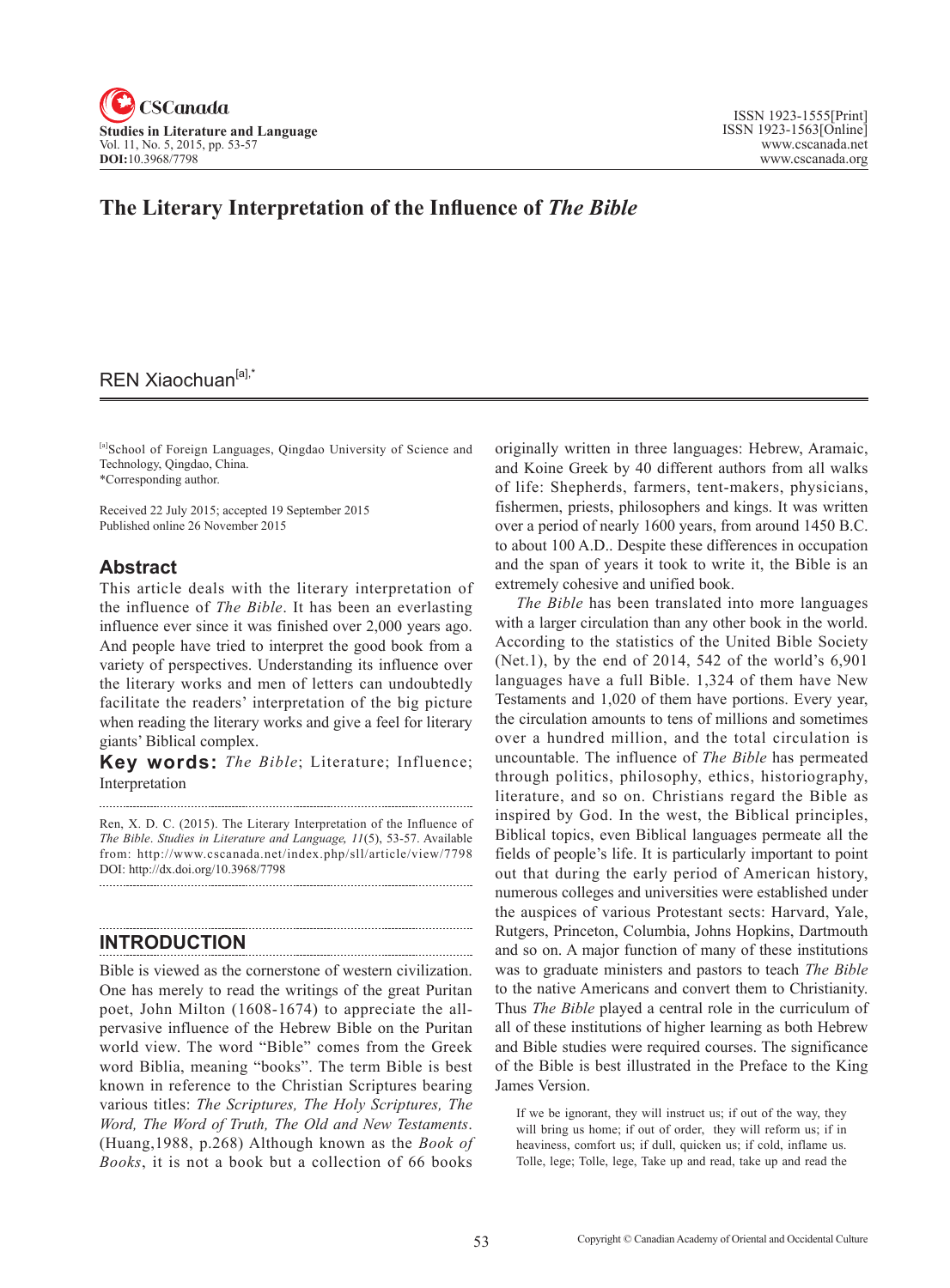# The Literary Interpretation of the Influence of *The Bible*

REN Xiaochuan[a],*

[a]School of Foreign Languages, Qingdao University of Science and Technology, Qingdao, China.
*Corresponding author.

Received 22 July 2015; accepted 19 September 2015
Published online 26 November 2015

## Abstract

This article deals with the literary interpretation of the influence of *The Bible*. It has been an everlasting influence ever since it was finished over 2,000 years ago. And people have tried to interpret the good book from a variety of perspectives. Understanding its influence over the literary works and men of letters can undoubtedly facilitate the readers' interpretation of the big picture when reading the literary works and give a feel for literary giants' Biblical complex.

**Key words:** *The Bible*; Literature; Influence; Interpretation

Ren, X. D. C. (2015). The Literary Interpretation of the Influence of *The Bible*. *Studies in Literature and Language, 11*(5), 53-57. Available from: http://www.cscanada.net/index.php/sll/article/view/7798 DOI: http://dx.doi.org/10.3968/7798

## INTRODUCTION

Bible is viewed as the cornerstone of western civilization. One has merely to read the writings of the great Puritan poet, John Milton (1608-1674) to appreciate the all-pervasive influence of the Hebrew Bible on the Puritan world view. The word "Bible" comes from the Greek word Biblia, meaning "books". The term Bible is best known in reference to the Christian Scriptures bearing various titles: *The Scriptures, The Holy Scriptures, The Word, The Word of Truth, The Old and New Testaments*. (Huang,1988, p.268) Although known as the *Book of Books*, it is not a book but a collection of 66 books originally written in three languages: Hebrew, Aramaic, and Koine Greek by 40 different authors from all walks of life: Shepherds, farmers, tent-makers, physicians, fishermen, priests, philosophers and kings. It was written over a period of nearly 1600 years, from around 1450 B.C. to about 100 A.D.. Despite these differences in occupation and the span of years it took to write it, the Bible is an extremely cohesive and unified book.

*The Bible* has been translated into more languages with a larger circulation than any other book in the world. According to the statistics of the United Bible Society (Net.1), by the end of 2014, 542 of the world's 6,901 languages have a full Bible. 1,324 of them have New Testaments and 1,020 of them have portions. Every year, the circulation amounts to tens of millions and sometimes over a hundred million, and the total circulation is uncountable. The influence of *The Bible* has permeated through politics, philosophy, ethics, historiography, literature, and so on. Christians regard the Bible as inspired by God. In the west, the Biblical principles, Biblical topics, even Biblical languages permeate all the fields of people's life. It is particularly important to point out that during the early period of American history, numerous colleges and universities were established under the auspices of various Protestant sects: Harvard, Yale, Rutgers, Princeton, Columbia, Johns Hopkins, Dartmouth and so on. A major function of many of these institutions was to graduate ministers and pastors to teach *The Bible* to the native Americans and convert them to Christianity. Thus *The Bible* played a central role in the curriculum of all of these institutions of higher learning as both Hebrew and Bible studies were required courses. The significance of the Bible is best illustrated in the Preface to the King James Version.

> If we be ignorant, they will instruct us; if out of the way, they will bring us home; if out of order, they will reform us; if in heaviness, comfort us; if dull, quicken us; if cold, inflame us. Tolle, lege; Tolle, lege, Take up and read, take up and read the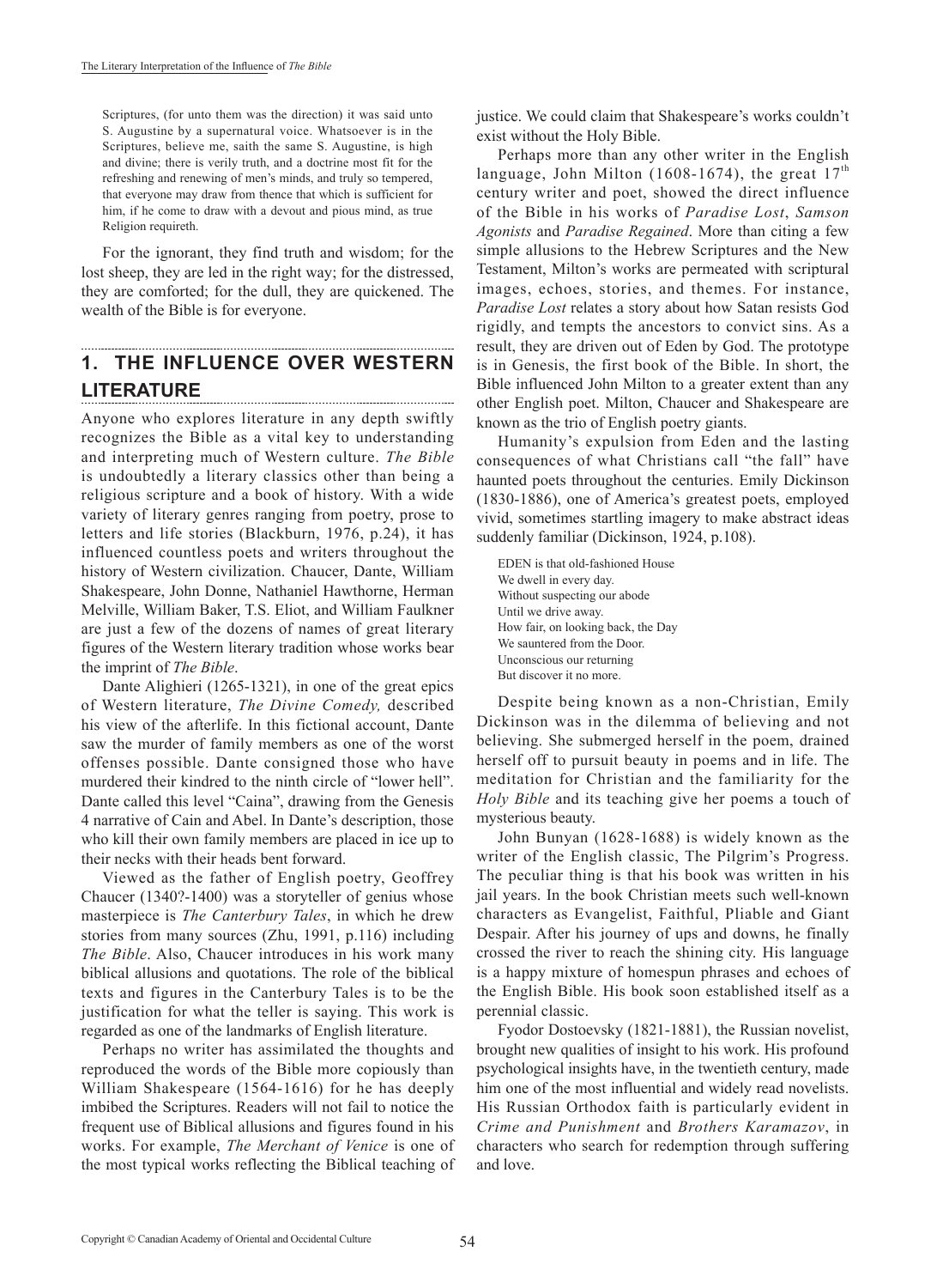> Scriptures, (for unto them was the direction) it was said unto S. Augustine by a supernatural voice. Whatsoever is in the Scriptures, believe me, saith the same S. Augustine, is high and divine; there is verily truth, and a doctrine most fit for the refreshing and renewing of men's minds, and truly so tempered, that everyone may draw from thence that which is sufficient for him, if he come to draw with a devout and pious mind, as true Religion requireth.

For the ignorant, they find truth and wisdom; for the lost sheep, they are led in the right way; for the distressed, they are comforted; for the dull, they are quickened. The wealth of the Bible is for everyone.

## 1. THE INFLUENCE OVER WESTERN LITERATURE

Anyone who explores literature in any depth swiftly recognizes the Bible as a vital key to understanding and interpreting much of Western culture. *The Bible* is undoubtedly a literary classics other than being a religious scripture and a book of history. With a wide variety of literary genres ranging from poetry, prose to letters and life stories (Blackburn, 1976, p.24), it has influenced countless poets and writers throughout the history of Western civilization. Chaucer, Dante, William Shakespeare, John Donne, Nathaniel Hawthorne, Herman Melville, William Baker, T.S. Eliot, and William Faulkner are just a few of the dozens of names of great literary figures of the Western literary tradition whose works bear the imprint of *The Bible*.

Dante Alighieri (1265-1321), in one of the great epics of Western literature, *The Divine Comedy,* described his view of the afterlife. In this fictional account, Dante saw the murder of family members as one of the worst offenses possible. Dante consigned those who have murdered their kindred to the ninth circle of "lower hell". Dante called this level "Caina", drawing from the Genesis 4 narrative of Cain and Abel. In Dante's description, those who kill their own family members are placed in ice up to their necks with their heads bent forward.

Viewed as the father of English poetry, Geoffrey Chaucer (1340?-1400) was a storyteller of genius whose masterpiece is *The Canterbury Tales*, in which he drew stories from many sources (Zhu, 1991, p.116) including *The Bible*. Also, Chaucer introduces in his work many biblical allusions and quotations. The role of the biblical texts and figures in the Canterbury Tales is to be the justification for what the teller is saying. This work is regarded as one of the landmarks of English literature.

Perhaps no writer has assimilated the thoughts and reproduced the words of the Bible more copiously than William Shakespeare (1564-1616) for he has deeply imbibed the Scriptures. Readers will not fail to notice the frequent use of Biblical allusions and figures found in his works. For example, *The Merchant of Venice* is one of the most typical works reflecting the Biblical teaching of justice. We could claim that Shakespeare's works couldn't exist without the Holy Bible.

Perhaps more than any other writer in the English language, John Milton (1608-1674), the great 17th century writer and poet, showed the direct influence of the Bible in his works of *Paradise Lost*, *Samson Agonists* and *Paradise Regained*. More than citing a few simple allusions to the Hebrew Scriptures and the New Testament, Milton's works are permeated with scriptural images, echoes, stories, and themes. For instance, *Paradise Lost* relates a story about how Satan resists God rigidly, and tempts the ancestors to convict sins. As a result, they are driven out of Eden by God. The prototype is in Genesis, the first book of the Bible. In short, the Bible influenced John Milton to a greater extent than any other English poet. Milton, Chaucer and Shakespeare are known as the trio of English poetry giants.

Humanity's expulsion from Eden and the lasting consequences of what Christians call "the fall" have haunted poets throughout the centuries. Emily Dickinson (1830-1886), one of America's greatest poets, employed vivid, sometimes startling imagery to make abstract ideas suddenly familiar (Dickinson, 1924, p.108).

> EDEN is that old-fashioned House  
> We dwell in every day.  
> Without suspecting our abode  
> Until we drive away.  
> How fair, on looking back, the Day  
> We sauntered from the Door.  
> Unconscious our returning  
> But discover it no more.

Despite being known as a non-Christian, Emily Dickinson was in the dilemma of believing and not believing. She submerged herself in the poem, drained herself off to pursuit beauty in poems and in life. The meditation for Christian and the familiarity for the *Holy Bible* and its teaching give her poems a touch of mysterious beauty.

John Bunyan (1628-1688) is widely known as the writer of the English classic, The Pilgrim's Progress. The peculiar thing is that his book was written in his jail years. In the book Christian meets such well-known characters as Evangelist, Faithful, Pliable and Giant Despair. After his journey of ups and downs, he finally crossed the river to reach the shining city. His language is a happy mixture of homespun phrases and echoes of the English Bible. His book soon established itself as a perennial classic.

Fyodor Dostoevsky (1821-1881), the Russian novelist, brought new qualities of insight to his work. His profound psychological insights have, in the twentieth century, made him one of the most influential and widely read novelists. His Russian Orthodox faith is particularly evident in *Crime and Punishment* and *Brothers Karamazov*, in characters who search for redemption through suffering and love.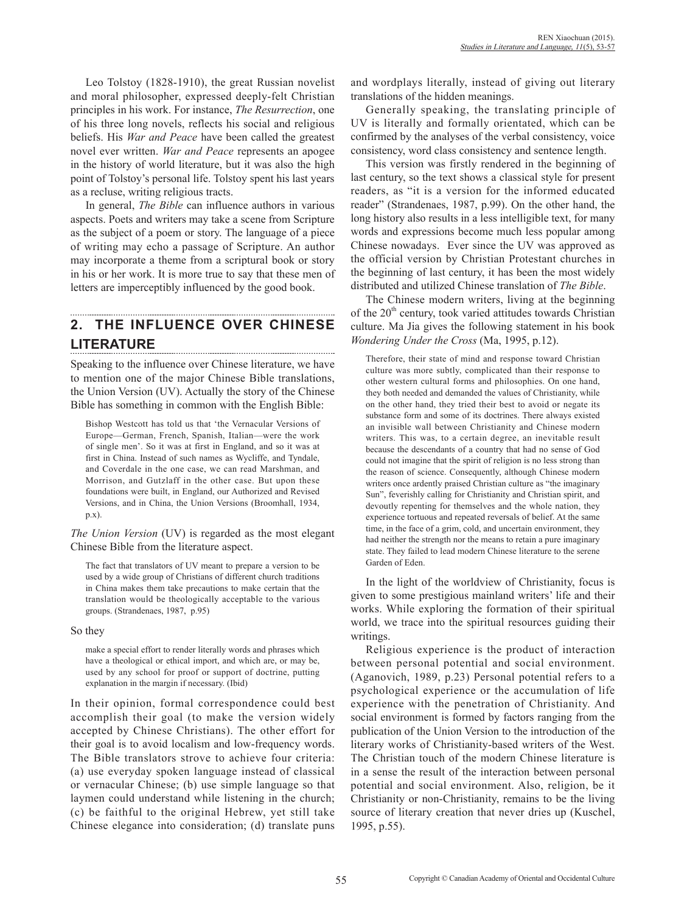Leo Tolstoy (1828-1910), the great Russian novelist and moral philosopher, expressed deeply-felt Christian principles in his work. For instance, *The Resurrection*, one of his three long novels, reflects his social and religious beliefs. His *War and Peace* have been called the greatest novel ever written. *War and Peace* represents an apogee in the history of world literature, but it was also the high point of Tolstoy's personal life. Tolstoy spent his last years as a recluse, writing religious tracts.

In general, *The Bible* can influence authors in various aspects. Poets and writers may take a scene from Scripture as the subject of a poem or story. The language of a piece of writing may echo a passage of Scripture. An author may incorporate a theme from a scriptural book or story in his or her work. It is more true to say that these men of letters are imperceptibly influenced by the good book.

## 2. THE INFLUENCE OVER CHINESE LITERATURE

Speaking to the influence over Chinese literature, we have to mention one of the major Chinese Bible translations, the Union Version (UV). Actually the story of the Chinese Bible has something in common with the English Bible:

> Bishop Westcott has told us that 'the Vernacular Versions of Europe—German, French, Spanish, Italian—were the work of single men'. So it was at first in England, and so it was at first in China. Instead of such names as Wycliffe, and Tyndale, and Coverdale in the one case, we can read Marshman, and Morrison, and Gutzlaff in the other case. But upon these foundations were built, in England, our Authorized and Revised Versions, and in China, the Union Versions (Broomhall, 1934, p.x).

*The Union Version* (UV) is regarded as the most elegant Chinese Bible from the literature aspect.

> The fact that translators of UV meant to prepare a version to be used by a wide group of Christians of different church traditions in China makes them take precautions to make certain that the translation would be theologically acceptable to the various groups. (Strandenaes, 1987, p.95)

So they

> make a special effort to render literally words and phrases which have a theological or ethical import, and which are, or may be, used by any school for proof or support of doctrine, putting explanation in the margin if necessary. (Ibid)

In their opinion, formal correspondence could best accomplish their goal (to make the version widely accepted by Chinese Christians). The other effort for their goal is to avoid localism and low-frequency words. The Bible translators strove to achieve four criteria: (a) use everyday spoken language instead of classical or vernacular Chinese; (b) use simple language so that laymen could understand while listening in the church; (c) be faithful to the original Hebrew, yet still take Chinese elegance into consideration; (d) translate puns and wordplays literally, instead of giving out literary translations of the hidden meanings.

Generally speaking, the translating principle of UV is literally and formally orientated, which can be confirmed by the analyses of the verbal consistency, voice consistency, word class consistency and sentence length.

This version was firstly rendered in the beginning of last century, so the text shows a classical style for present readers, as "it is a version for the informed educated reader" (Strandenaes, 1987, p.99). On the other hand, the long history also results in a less intelligible text, for many words and expressions become much less popular among Chinese nowadays. Ever since the UV was approved as the official version by Christian Protestant churches in the beginning of last century, it has been the most widely distributed and utilized Chinese translation of *The Bible*.

The Chinese modern writers, living at the beginning of the 20th century, took varied attitudes towards Christian culture. Ma Jia gives the following statement in his book *Wondering Under the Cross* (Ma, 1995, p.12).

> Therefore, their state of mind and response toward Christian culture was more subtly, complicated than their response to other western cultural forms and philosophies. On one hand, they both needed and demanded the values of Christianity, while on the other hand, they tried their best to avoid or negate its substance form and some of its doctrines. There always existed an invisible wall between Christianity and Chinese modern writers. This was, to a certain degree, an inevitable result because the descendants of a country that had no sense of God could not imagine that the spirit of religion is no less strong than the reason of science. Consequently, although Chinese modern writers once ardently praised Christian culture as "the imaginary Sun", feverishly calling for Christianity and Christian spirit, and devoutly repenting for themselves and the whole nation, they experience tortuous and repeated reversals of belief. At the same time, in the face of a grim, cold, and uncertain environment, they had neither the strength nor the means to retain a pure imaginary state. They failed to lead modern Chinese literature to the serene Garden of Eden.

In the light of the worldview of Christianity, focus is given to some prestigious mainland writers' life and their works. While exploring the formation of their spiritual world, we trace into the spiritual resources guiding their writings.

Religious experience is the product of interaction between personal potential and social environment. (Aganovich, 1989, p.23) Personal potential refers to a psychological experience or the accumulation of life experience with the penetration of Christianity. And social environment is formed by factors ranging from the publication of the Union Version to the introduction of the literary works of Christianity-based writers of the West. The Christian touch of the modern Chinese literature is in a sense the result of the interaction between personal potential and social environment. Also, religion, be it Christianity or non-Christianity, remains to be the living source of literary creation that never dries up (Kuschel, 1995, p.55).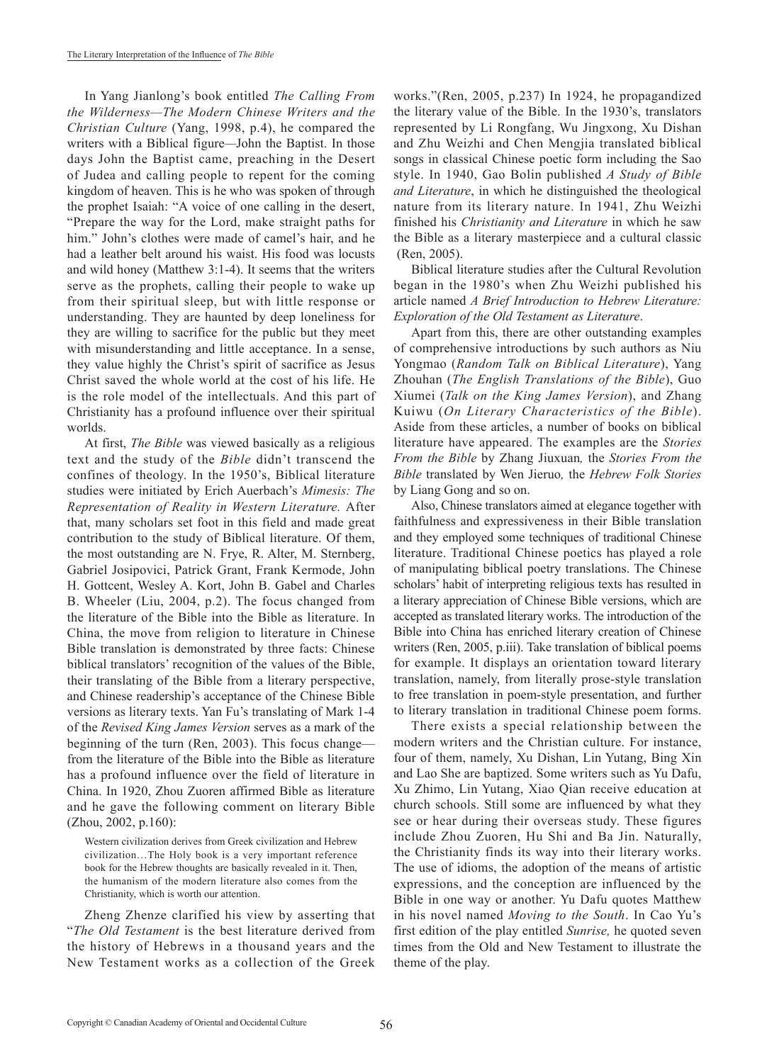In Yang Jianlong's book entitled *The Calling From the Wilderness—The Modern Chinese Writers and the Christian Culture* (Yang, 1998, p.4), he compared the writers with a Biblical figure—John the Baptist. In those days John the Baptist came, preaching in the Desert of Judea and calling people to repent for the coming kingdom of heaven. This is he who was spoken of through the prophet Isaiah: "A voice of one calling in the desert, "Prepare the way for the Lord, make straight paths for him." John's clothes were made of camel's hair, and he had a leather belt around his waist. His food was locusts and wild honey (Matthew 3:1-4). It seems that the writers serve as the prophets, calling their people to wake up from their spiritual sleep, but with little response or understanding. They are haunted by deep loneliness for they are willing to sacrifice for the public but they meet with misunderstanding and little acceptance. In a sense, they value highly the Christ's spirit of sacrifice as Jesus Christ saved the whole world at the cost of his life. He is the role model of the intellectuals. And this part of Christianity has a profound influence over their spiritual worlds.

At first, *The Bible* was viewed basically as a religious text and the study of the *Bible* didn't transcend the confines of theology. In the 1950's, Biblical literature studies were initiated by Erich Auerbach's *Mimesis: The Representation of Reality in Western Literature.* After that, many scholars set foot in this field and made great contribution to the study of Biblical literature. Of them, the most outstanding are N. Frye, R. Alter, M. Sternberg, Gabriel Josipovici, Patrick Grant, Frank Kermode, John H. Gottcent, Wesley A. Kort, John B. Gabel and Charles B. Wheeler (Liu, 2004, p.2). The focus changed from the literature of the Bible into the Bible as literature. In China, the move from religion to literature in Chinese Bible translation is demonstrated by three facts: Chinese biblical translators' recognition of the values of the Bible, their translating of the Bible from a literary perspective, and Chinese readership's acceptance of the Chinese Bible versions as literary texts. Yan Fu's translating of Mark 1-4 of the *Revised King James Version* serves as a mark of the beginning of the turn (Ren, 2003). This focus change—from the literature of the Bible into the Bible as literature has a profound influence over the field of literature in China. In 1920, Zhou Zuoren affirmed Bible as literature and he gave the following comment on literary Bible (Zhou, 2002, p.160):

> Western civilization derives from Greek civilization and Hebrew civilization…The Holy book is a very important reference book for the Hebrew thoughts are basically revealed in it. Then, the humanism of the modern literature also comes from the Christianity, which is worth our attention.

Zheng Zhenze clarified his view by asserting that "*The Old Testament* is the best literature derived from the history of Hebrews in a thousand years and the New Testament works as a collection of the Greek works."(Ren, 2005, p.237) In 1924, he propagandized the literary value of the Bible. In the 1930's, translators represented by Li Rongfang, Wu Jingxong, Xu Dishan and Zhu Weizhi and Chen Mengjia translated biblical songs in classical Chinese poetic form including the Sao style. In 1940, Gao Bolin published *A Study of Bible and Literature*, in which he distinguished the theological nature from its literary nature. In 1941, Zhu Weizhi finished his *Christianity and Literature* in which he saw the Bible as a literary masterpiece and a cultural classic (Ren, 2005).

Biblical literature studies after the Cultural Revolution began in the 1980's when Zhu Weizhi published his article named *A Brief Introduction to Hebrew Literature: Exploration of the Old Testament as Literature*.

Apart from this, there are other outstanding examples of comprehensive introductions by such authors as Niu Yongmao (*Random Talk on Biblical Literature*), Yang Zhouhan (*The English Translations of the Bible*), Guo Xiumei (*Talk on the King James Version*), and Zhang Kuiwu (*On Literary Characteristics of the Bible*). Aside from these articles, a number of books on biblical literature have appeared. The examples are the *Stories From the Bible* by Zhang Jiuxuan*,* the *Stories From the Bible* translated by Wen Jieruo*,* the *Hebrew Folk Stories* by Liang Gong and so on.

Also, Chinese translators aimed at elegance together with faithfulness and expressiveness in their Bible translation and they employed some techniques of traditional Chinese literature. Traditional Chinese poetics has played a role of manipulating biblical poetry translations. The Chinese scholars' habit of interpreting religious texts has resulted in a literary appreciation of Chinese Bible versions, which are accepted as translated literary works. The introduction of the Bible into China has enriched literary creation of Chinese writers (Ren, 2005, p.iii). Take translation of biblical poems for example. It displays an orientation toward literary translation, namely, from literally prose-style translation to free translation in poem-style presentation, and further to literary translation in traditional Chinese poem forms.

There exists a special relationship between the modern writers and the Christian culture. For instance, four of them, namely, Xu Dishan, Lin Yutang, Bing Xin and Lao She are baptized. Some writers such as Yu Dafu, Xu Zhimo, Lin Yutang, Xiao Qian receive education at church schools. Still some are influenced by what they see or hear during their overseas study. These figures include Zhou Zuoren, Hu Shi and Ba Jin. Naturally, the Christianity finds its way into their literary works. The use of idioms, the adoption of the means of artistic expressions, and the conception are influenced by the Bible in one way or another. Yu Dafu quotes Matthew in his novel named *Moving to the South*. In Cao Yu's first edition of the play entitled *Sunrise,* he quoted seven times from the Old and New Testament to illustrate the theme of the play.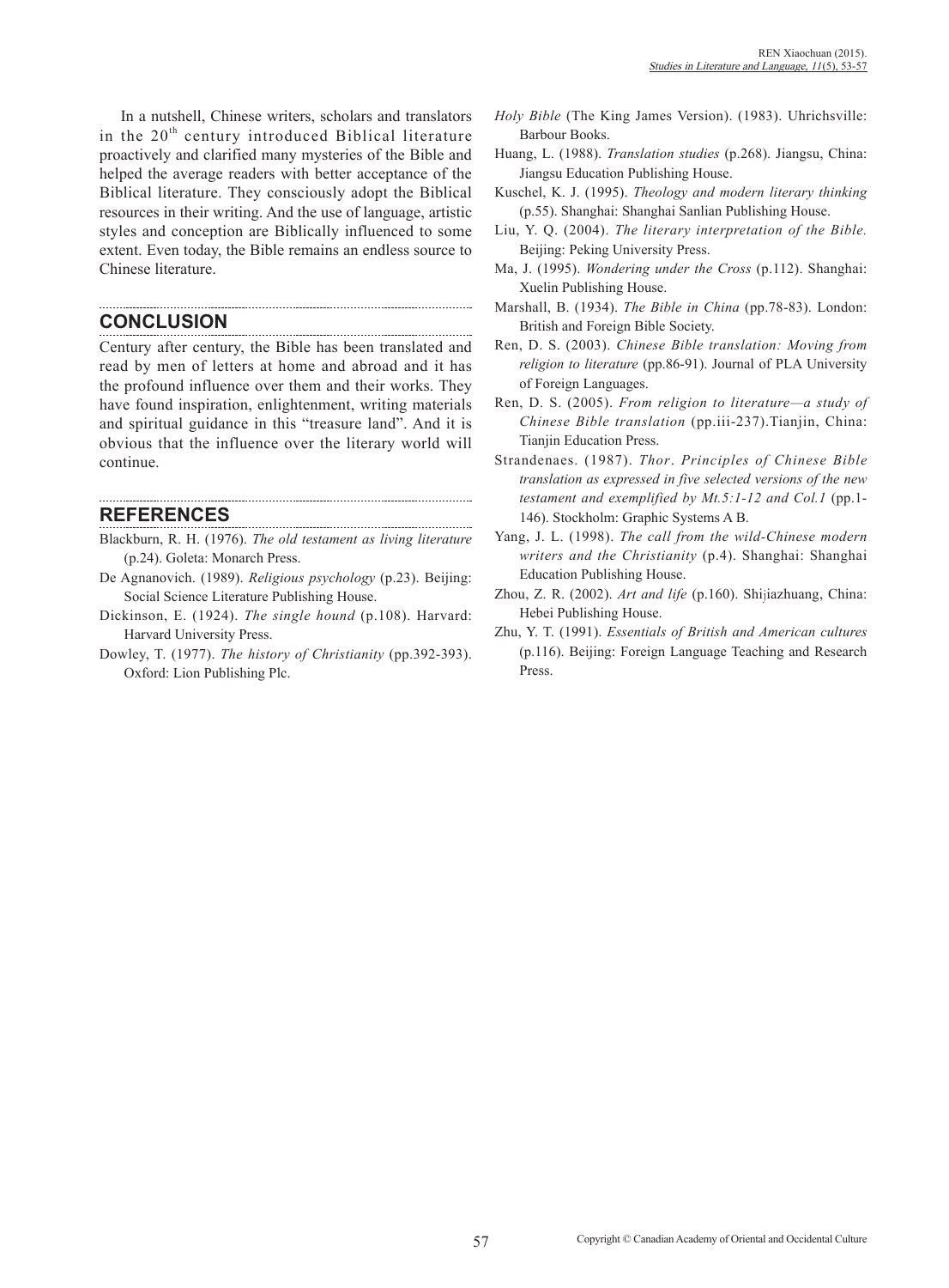In a nutshell, Chinese writers, scholars and translators in the 20th century introduced Biblical literature proactively and clarified many mysteries of the Bible and helped the average readers with better acceptance of the Biblical literature. They consciously adopt the Biblical resources in their writing. And the use of language, artistic styles and conception are Biblically influenced to some extent. Even today, the Bible remains an endless source to Chinese literature.

## CONCLUSION

Century after century, the Bible has been translated and read by men of letters at home and abroad and it has the profound influence over them and their works. They have found inspiration, enlightenment, writing materials and spiritual guidance in this "treasure land". And it is obvious that the influence over the literary world will continue.

## REFERENCES

Blackburn, R. H. (1976). *The old testament as living literature* (p.24). Goleta: Monarch Press.

De Agnanovich. (1989). *Religious psychology* (p.23). Beijing: Social Science Literature Publishing House.

Dickinson, E. (1924). *The single hound* (p.108). Harvard: Harvard University Press.

Dowley, T. (1977). *The history of Christianity* (pp.392-393). Oxford: Lion Publishing Plc.

*Holy Bible* (The King James Version). (1983). Uhrichsville: Barbour Books.

Huang, L. (1988). *Translation studies* (p.268). Jiangsu, China: Jiangsu Education Publishing House.

Kuschel, K. J. (1995). *Theology and modern literary thinking* (p.55). Shanghai: Shanghai Sanlian Publishing House.

Liu, Y. Q. (2004). *The literary interpretation of the Bible.* Beijing: Peking University Press.

Ma, J. (1995). *Wondering under the Cross* (p.112). Shanghai: Xuelin Publishing House.

Marshall, B. (1934). *The Bible in China* (pp.78-83). London: British and Foreign Bible Society.

Ren, D. S. (2003). *Chinese Bible translation: Moving from religion to literature* (pp.86-91). Journal of PLA University of Foreign Languages.

Ren, D. S. (2005). *From religion to literature—a study of Chinese Bible translation* (pp.iii-237).Tianjin, China: Tianjin Education Press.

Strandenaes. (1987). *Thor*. *Principles of Chinese Bible translation as expressed in five selected versions of the new testament and exemplified by Mt.5:1-12 and Col.1* (pp.1-146). Stockholm: Graphic Systems A B.

Yang, J. L. (1998). *The call from the wild-Chinese modern writers and the Christianity* (p.4). Shanghai: Shanghai Education Publishing House.

Zhou, Z. R. (2002). *Art and life* (p.160). Shijiazhuang, China: Hebei Publishing House.

Zhu, Y. T. (1991). *Essentials of British and American cultures* (p.116). Beijing: Foreign Language Teaching and Research Press.